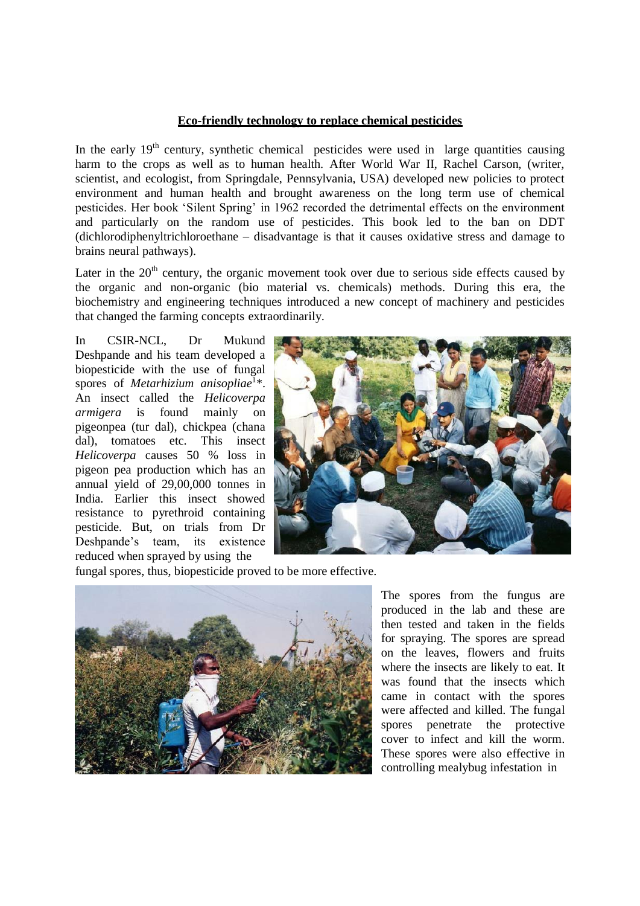# Eco-friendly technology to replace chemical pesticides

In the early 19th century, synthetic chemical pesticides were used in large quantities causing harm to the crops as well as to human health. After World War II, Rachel Carson, (writer, scientist, and ecologist, from Springdale, Pennsylvania, USA) developed new policies to protect environment and human health and brought awareness on the long term use of chemical pesticides. Her book 'Silent Spring' in 1962 recorded the detrimental effects on the environment and particularly on the random use of pesticides. This book led to the ban on DDT (dichlorodiphenyltrichloroethane – disadvantage is that it causes oxidative stress and damage to brains neural pathways).

Later in the 20th century, the organic movement took over due to serious side effects caused by the organic and non-organic (bio material vs. chemicals) methods. During this era, the biochemistry and engineering techniques introduced a new concept of machinery and pesticides that changed the farming concepts extraordinarily.

In CSIR-NCL, Dr Mukund Deshpande and his team developed a biopesticide with the use of fungal spores of *Metarhizium anisopliae*[1]*. An insect called the *Helicoverpa armigera* is found mainly on pigeonpea (tur dal), chickpea (chana dal), tomatoes etc. This insect *Helicoverpa* causes 50 % loss in pigeon pea production which has an annual yield of 29,00,000 tonnes in India. Earlier this insect showed resistance to pyrethroid containing pesticide. But, on trials from Dr Deshpande's team, its existence reduced when sprayed by using the fungal spores, thus, biopesticide proved to be more effective.

The spores from the fungus are produced in the lab and these are then tested and taken in the fields for spraying. The spores are spread on the leaves, flowers and fruits where the insects are likely to eat. It was found that the insects which came in contact with the spores were affected and killed. The fungal spores penetrate the protective cover to infect and kill the worm. These spores were also effective in controlling mealybug infestation in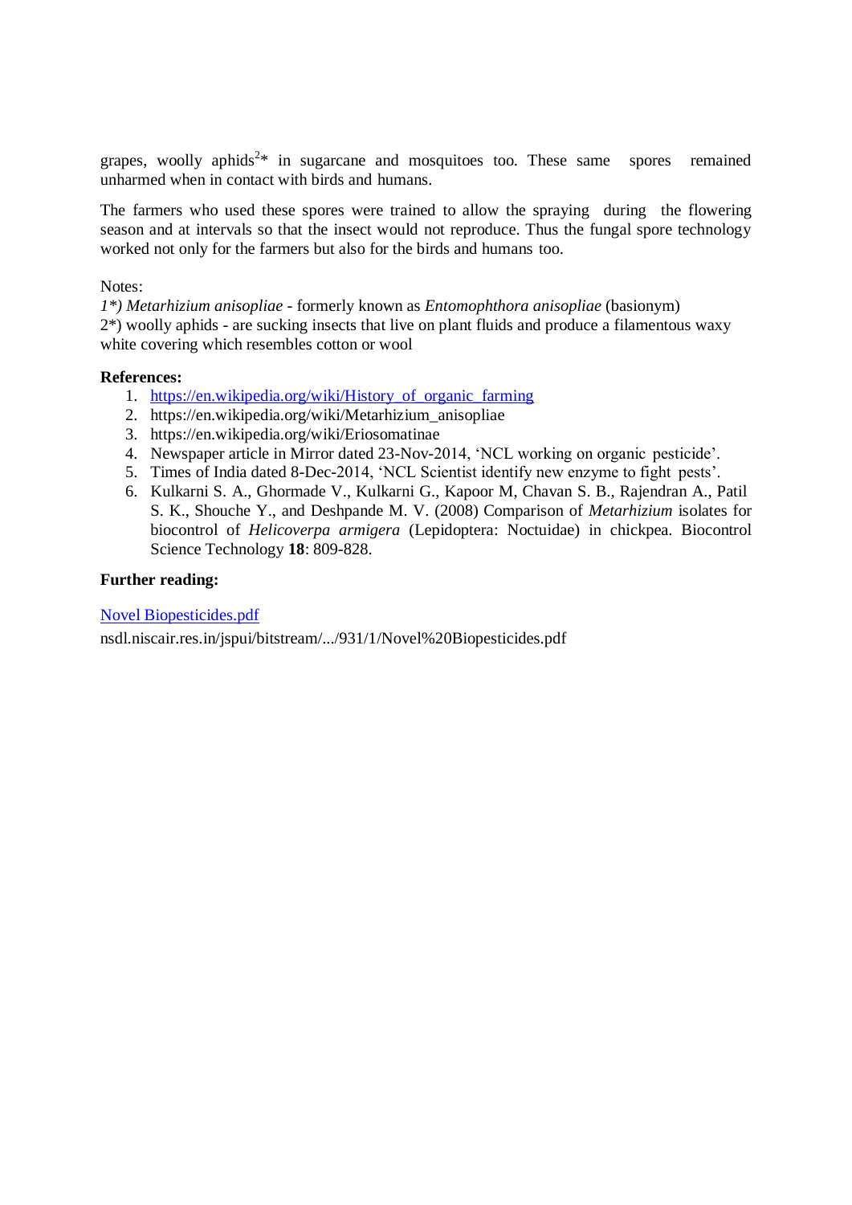grapes, woolly aphids[2]* in sugarcane and mosquitoes too. These same spores remained unharmed when in contact with birds and humans.

The farmers who used these spores were trained to allow the spraying during the flowering season and at intervals so that the insect would not reproduce. Thus the fungal spore technology worked not only for the farmers but also for the birds and humans too.

Notes:

*1*) Metarhizium anisopliae* - formerly known as *Entomophthora anisopliae* (basionym)

2*) woolly aphids - are sucking insects that live on plant fluids and produce a filamentous waxy white covering which resembles cotton or wool

**References:**

1. [https://en.wikipedia.org/wiki/History_of_organic_farming](https://en.wikipedia.org/wiki/History_of_organic_farming)
2. https://en.wikipedia.org/wiki/Metarhizium_anisopliae
3. https://en.wikipedia.org/wiki/Eriosomatinae
4. Newspaper article in Mirror dated 23-Nov-2014, 'NCL working on organic pesticide'.
5. Times of India dated 8-Dec-2014, 'NCL Scientist identify new enzyme to fight pests'.
6. Kulkarni S. A., Ghormade V., Kulkarni G., Kapoor M, Chavan S. B., Rajendran A., Patil S. K., Shouche Y., and Deshpande M. V. (2008) Comparison of *Metarhizium* isolates for biocontrol of *Helicoverpa armigera* (Lepidoptera: Noctuidae) in chickpea. Biocontrol Science Technology **18**: 809-828.

**Further reading:**

[Novel Biopesticides.pdf](nsdl.niscair.res.in/jspui/bitstream/.../931/1/Novel%20Biopesticides.pdf)

nsdl.niscair.res.in/jspui/bitstream/.../931/1/Novel%20Biopesticides.pdf